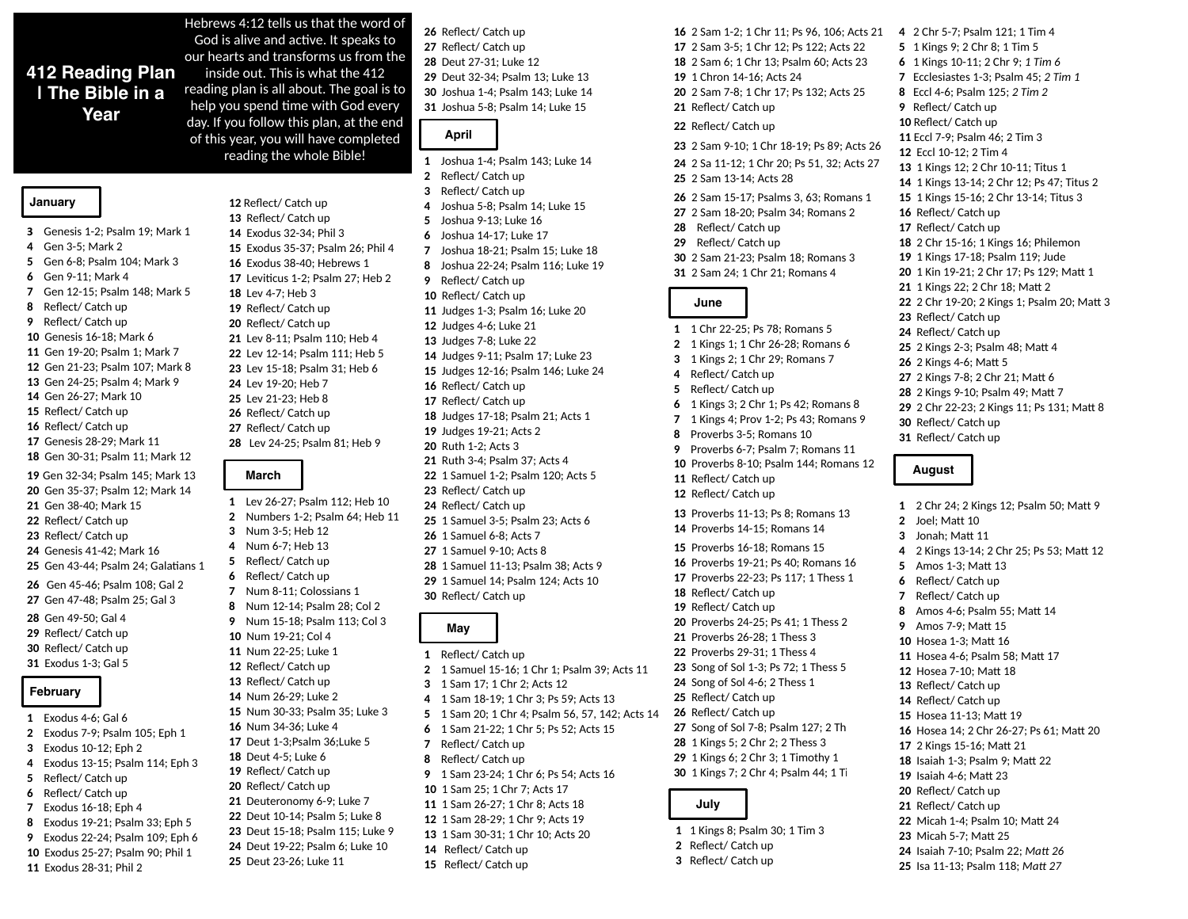# 412 Reading Plan I The Bible in a Year

Hebrews 4:12 tells us that the word of God is alive and active. It speaks to our hearts and transforms us from the inside out. This is what the 412 reading plan is all about. The goal is to help you spend time with God every day. If you follow this plan, at the end of this year, you will have completed reading the whole Bible!

## January

**3** Genesis 1-2; Psalm 19; Mark 1
**4** Gen 3-5; Mark 2
**5** Gen 6-8; Psalm 104; Mark 3
**6** Gen 9-11; Mark 4
**7** Gen 12-15; Psalm 148; Mark 5
**8** Reflect/ Catch up
**9** Reflect/ Catch up
**10** Genesis 16-18; Mark 6
**11** Gen 19-20; Psalm 1; Mark 7
**12** Gen 21-23; Psalm 107; Mark 8
**13** Gen 24-25; Psalm 4; Mark 9
**14** Gen 26-27; Mark 10
**15** Reflect/ Catch up
**16** Reflect/ Catch up
**17** Genesis 28-29; Mark 11
**18** Gen 30-31; Psalm 11; Mark 12
**19** Gen 32-34; Psalm 145; Mark 13
**20** Gen 35-37; Psalm 12; Mark 14
**21** Gen 38-40; Mark 15
**22** Reflect/ Catch up
**23** Reflect/ Catch up
**24** Genesis 41-42; Mark 16
**25** Gen 43-44; Psalm 24; Galatians 1
**26** Gen 45-46; Psalm 108; Gal 2
**27** Gen 47-48; Psalm 25; Gal 3
**28** Gen 49-50; Gal 4
**29** Reflect/ Catch up
**30** Reflect/ Catch up
**31** Exodus 1-3; Gal 5

## February

**1** Exodus 4-6; Gal 6
**2** Exodus 7-9; Psalm 105; Eph 1
**3** Exodus 10-12; Eph 2
**4** Exodus 13-15; Psalm 114; Eph 3
**5** Reflect/ Catch up
**6** Reflect/ Catch up
**7** Exodus 16-18; Eph 4
**8** Exodus 19-21; Psalm 33; Eph 5
**9** Exodus 22-24; Psalm 109; Eph 6
**10** Exodus 25-27; Psalm 90; Phil 1
**11** Exodus 28-31; Phil 2
**12** Reflect/ Catch up
**13** Reflect/ Catch up
**14** Exodus 32-34; Phil 3
**15** Exodus 35-37; Psalm 26; Phil 4
**16** Exodus 38-40; Hebrews 1
**17** Leviticus 1-2; Psalm 27; Heb 2
**18** Lev 4-7; Heb 3
**19** Reflect/ Catch up
**20** Reflect/ Catch up
**21** Lev 8-11; Psalm 110; Heb 4
**22** Lev 12-14; Psalm 111; Heb 5
**23** Lev 15-18; Psalm 31; Heb 6
**24** Lev 19-20; Heb 7
**25** Lev 21-23; Heb 8
**26** Reflect/ Catch up
**27** Reflect/ Catch up
**28** Lev 24-25; Psalm 81; Heb 9

## March

**1** Lev 26-27; Psalm 112; Heb 10
**2** Numbers 1-2; Psalm 64; Heb 11
**3** Num 3-5; Heb 12
**4** Num 6-7; Heb 13
**5** Reflect/ Catch up
**6** Reflect/ Catch up
**7** Num 8-11; Colossians 1
**8** Num 12-14; Psalm 28; Col 2
**9** Num 15-18; Psalm 113; Col 3
**10** Num 19-21; Col 4
**11** Num 22-25; Luke 1
**12** Reflect/ Catch up
**13** Reflect/ Catch up
**14** Num 26-29; Luke 2
**15** Num 30-33; Psalm 35; Luke 3
**16** Num 34-36; Luke 4
**17** Deut 1-3;Psalm 36;Luke 5
**18** Deut 4-5; Luke 6
**19** Reflect/ Catch up
**20** Reflect/ Catch up
**21** Deuteronomy 6-9; Luke 7
**22** Deut 10-14; Psalm 5; Luke 8
**23** Deut 15-18; Psalm 115; Luke 9
**24** Deut 19-22; Psalm 6; Luke 10
**25** Deut 23-26; Luke 11
**26** Reflect/ Catch up
**27** Reflect/ Catch up
**28** Deut 27-31; Luke 12
**29** Deut 32-34; Psalm 13; Luke 13
**30** Joshua 1-4; Psalm 143; Luke 14
**31** Joshua 5-8; Psalm 14; Luke 15

## April

**1** Joshua 1-4; Psalm 143; Luke 14
**2** Reflect/ Catch up
**3** Reflect/ Catch up
**4** Joshua 5-8; Psalm 14; Luke 15
**5** Joshua 9-13; Luke 16
**6** Joshua 14-17; Luke 17
**7** Joshua 18-21; Psalm 15; Luke 18
**8** Joshua 22-24; Psalm 116; Luke 19
**9** Reflect/ Catch up
**10** Reflect/ Catch up
**11** Judges 1-3; Psalm 16; Luke 20
**12** Judges 4-6; Luke 21
**13** Judges 7-8; Luke 22
**14** Judges 9-11; Psalm 17; Luke 23
**15** Judges 12-16; Psalm 146; Luke 24
**16** Reflect/ Catch up
**17** Reflect/ Catch up
**18** Judges 17-18; Psalm 21; Acts 1
**19** Judges 19-21; Acts 2
**20** Ruth 1-2; Acts 3
**21** Ruth 3-4; Psalm 37; Acts 4
**22** 1 Samuel 1-2; Psalm 120; Acts 5
**23** Reflect/ Catch up
**24** Reflect/ Catch up
**25** 1 Samuel 3-5; Psalm 23; Acts 6
**26** 1 Samuel 6-8; Acts 7
**27** 1 Samuel 9-10; Acts 8
**28** 1 Samuel 11-13; Psalm 38; Acts 9
**29** 1 Samuel 14; Psalm 124; Acts 10
**30** Reflect/ Catch up

## May

**1** Reflect/ Catch up
**2** 1 Samuel 15-16; 1 Chr 1; Psalm 39; Acts 11
**3** 1 Sam 17; 1 Chr 2; Acts 12
**4** 1 Sam 18-19; 1 Chr 3; Ps 59; Acts 13
**5** 1 Sam 20; 1 Chr 4; Psalm 56, 57, 142; Acts 14
**6** 1 Sam 21-22; 1 Chr 5; Ps 52; Acts 15
**7** Reflect/ Catch up
**8** Reflect/ Catch up
**9** 1 Sam 23-24; 1 Chr 6; Ps 54; Acts 16
**10** 1 Sam 25; 1 Chr 7; Acts 17
**11** 1 Sam 26-27; 1 Chr 8; Acts 18
**12** 1 Sam 28-29; 1 Chr 9; Acts 19
**13** 1 Sam 30-31; 1 Chr 10; Acts 20
**14** Reflect/ Catch up
**15** Reflect/ Catch up
**16** 2 Sam 1-2; 1 Chr 11; Ps 96, 106; Acts 21
**17** 2 Sam 3-5; 1 Chr 12; Ps 122; Acts 22
**18** 2 Sam 6; 1 Chr 13; Psalm 60; Acts 23
**19** 1 Chron 14-16; Acts 24
**20** 2 Sam 7-8; 1 Chr 17; Ps 132; Acts 25
**21** Reflect/ Catch up
**22** Reflect/ Catch up
**23** 2 Sam 9-10; 1 Chr 18-19; Ps 89; Acts 26
**24** 2 Sa 11-12; 1 Chr 20; Ps 51, 32; Acts 27
**25** 2 Sam 13-14; Acts 28
**26** 2 Sam 15-17; Psalms 3, 63; Romans 1
**27** 2 Sam 18-20; Psalm 34; Romans 2
**28** Reflect/ Catch up
**29** Reflect/ Catch up
**30** 2 Sam 21-23; Psalm 18; Romans 3
**31** 2 Sam 24; 1 Chr 21; Romans 4

## June

**1** 1 Chr 22-25; Ps 78; Romans 5
**2** 1 Kings 1; 1 Chr 26-28; Romans 6
**3** 1 Kings 2; 1 Chr 29; Romans 7
**4** Reflect/ Catch up
**5** Reflect/ Catch up
**6** 1 Kings 3; 2 Chr 1; Ps 42; Romans 8
**7** 1 Kings 4; Prov 1-2; Ps 43; Romans 9
**8** Proverbs 3-5; Romans 10
**9** Proverbs 6-7; Psalm 7; Romans 11
**10** Proverbs 8-10; Psalm 144; Romans 12
**11** Reflect/ Catch up
**12** Reflect/ Catch up
**13** Proverbs 11-13; Ps 8; Romans 13
**14** Proverbs 14-15; Romans 14
**15** Proverbs 16-18; Romans 15
**16** Proverbs 19-21; Ps 40; Romans 16
**17** Proverbs 22-23; Ps 117; 1 Thess 1
**18** Reflect/ Catch up
**19** Reflect/ Catch up
**20** Proverbs 24-25; Ps 41; 1 Thess 2
**21** Proverbs 26-28; 1 Thess 3
**22** Proverbs 29-31; 1 Thess 4
**23** Song of Sol 1-3; Ps 72; 1 Thess 5
**24** Song of Sol 4-6; 2 Thess 1
**25** Reflect/ Catch up
**26** Reflect/ Catch up
**27** Song of Sol 7-8; Psalm 127; 2 Th
**28** 1 Kings 5; 2 Chr 2; 2 Thess 3
**29** 1 Kings 6; 2 Chr 3; 1 Timothy 1
**30** 1 Kings 7; 2 Chr 4; Psalm 44; 1 Ti

## July

**1** 1 Kings 8; Psalm 30; 1 Tim 3
**2** Reflect/ Catch up
**3** Reflect/ Catch up
**4** 2 Chr 5-7; Psalm 121; 1 Tim 4
**5** 1 Kings 9; 2 Chr 8; 1 Tim 5
**6** 1 Kings 10-11; 2 Chr 9; *1 Tim 6*
**7** Ecclesiastes 1-3; Psalm 45; *2 Tim 1*
**8** Eccl 4-6; Psalm 125; *2 Tim 2*
**9** Reflect/ Catch up
**10** Reflect/ Catch up
**11** Eccl 7-9; Psalm 46; 2 Tim 3
**12** Eccl 10-12; 2 Tim 4
**13** 1 Kings 12; 2 Chr 10-11; Titus 1
**14** 1 Kings 13-14; 2 Chr 12; Ps 47; Titus 2
**15** 1 Kings 15-16; 2 Chr 13-14; Titus 3
**16** Reflect/ Catch up
**17** Reflect/ Catch up
**18** 2 Chr 15-16; 1 Kings 16; Philemon
**19** 1 Kings 17-18; Psalm 119; Jude
**20** 1 Kin 19-21; 2 Chr 17; Ps 129; Matt 1
**21** 1 Kings 22; 2 Chr 18; Matt 2
**22** 2 Chr 19-20; 2 Kings 1; Psalm 20; Matt 3
**23** Reflect/ Catch up
**24** Reflect/ Catch up
**25** 2 Kings 2-3; Psalm 48; Matt 4
**26** 2 Kings 4-6; Matt 5
**27** 2 Kings 7-8; 2 Chr 21; Matt 6
**28** 2 Kings 9-10; Psalm 49; Matt 7
**29** 2 Chr 22-23; 2 Kings 11; Ps 131; Matt 8
**30** Reflect/ Catch up
**31** Reflect/ Catch up

## August

**1** 2 Chr 24; 2 Kings 12; Psalm 50; Matt 9
**2** Joel; Matt 10
**3** Jonah; Matt 11
**4** 2 Kings 13-14; 2 Chr 25; Ps 53; Matt 12
**5** Amos 1-3; Matt 13
**6** Reflect/ Catch up
**7** Reflect/ Catch up
**8** Amos 4-6; Psalm 55; Matt 14
**9** Amos 7-9; Matt 15
**10** Hosea 1-3; Matt 16
**11** Hosea 4-6; Psalm 58; Matt 17
**12** Hosea 7-10; Matt 18
**13** Reflect/ Catch up
**14** Reflect/ Catch up
**15** Hosea 11-13; Matt 19
**16** Hosea 14; 2 Chr 26-27; Ps 61; Matt 20
**17** 2 Kings 15-16; Matt 21
**18** Isaiah 1-3; Psalm 9; Matt 22
**19** Isaiah 4-6; Matt 23
**20** Reflect/ Catch up
**21** Reflect/ Catch up
**22** Micah 1-4; Psalm 10; Matt 24
**23** Micah 5-7; Matt 25
**24** Isaiah 7-10; Psalm 22; *Matt 26*
**25** Isa 11-13; Psalm 118; *Matt 27*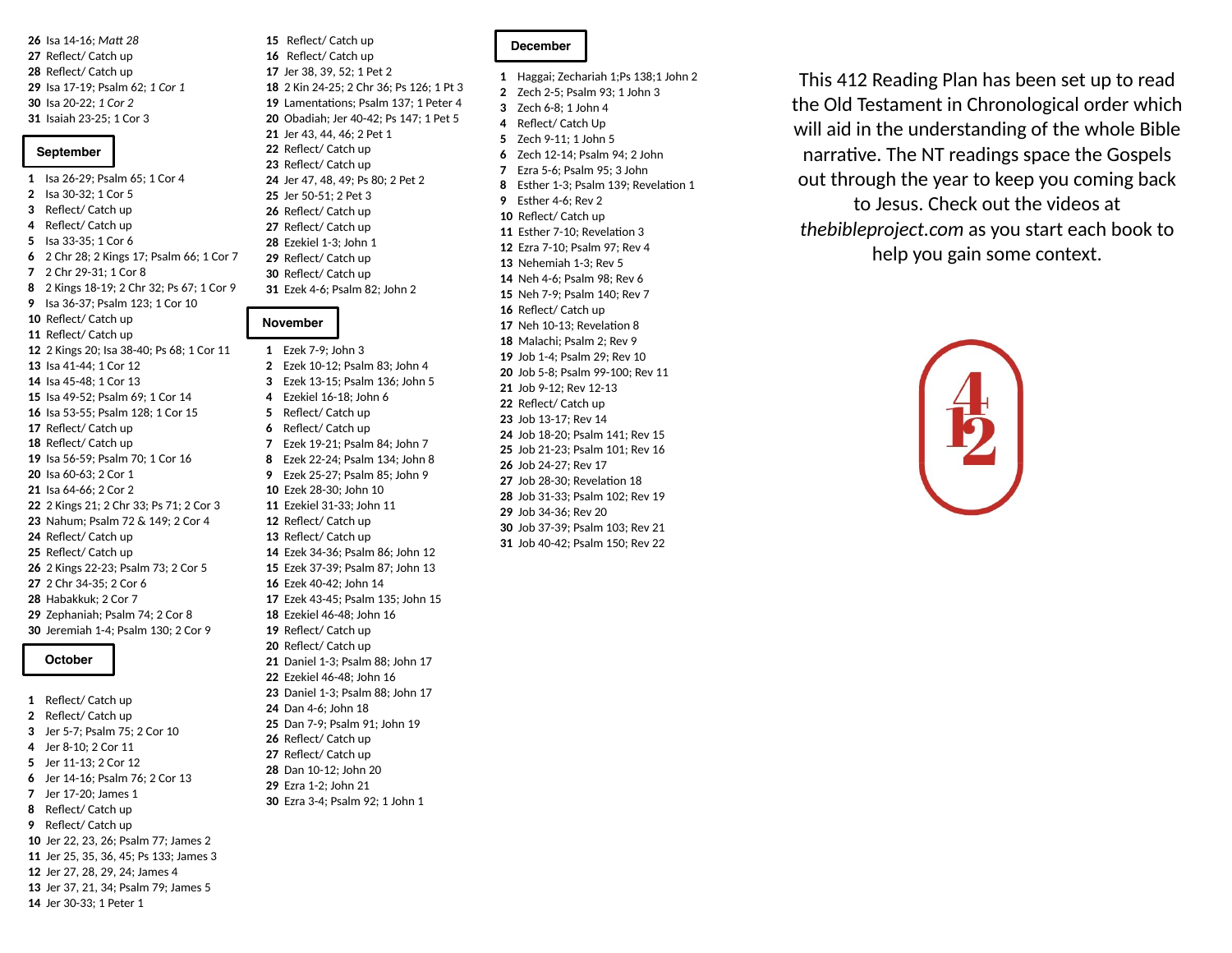**26** Isa 14-16; *Matt 28*
**27** Reflect/ Catch up
**28** Reflect/ Catch up
**29** Isa 17-19; Psalm 62; *1 Cor 1*
**30** Isa 20-22; *1 Cor 2*
**31** Isaiah 23-25; 1 Cor 3

## September

**1** Isa 26-29; Psalm 65; 1 Cor 4
**2** Isa 30-32; 1 Cor 5
**3** Reflect/ Catch up
**4** Reflect/ Catch up
**5** Isa 33-35; 1 Cor 6
**6** 2 Chr 28; 2 Kings 17; Psalm 66; 1 Cor 7
**7** 2 Chr 29-31; 1 Cor 8
**8** 2 Kings 18-19; 2 Chr 32; Ps 67; 1 Cor 9
**9** Isa 36-37; Psalm 123; 1 Cor 10
**10** Reflect/ Catch up
**11** Reflect/ Catch up
**12** 2 Kings 20; Isa 38-40; Ps 68; 1 Cor 11
**13** Isa 41-44; 1 Cor 12
**14** Isa 45-48; 1 Cor 13
**15** Isa 49-52; Psalm 69; 1 Cor 14
**16** Isa 53-55; Psalm 128; 1 Cor 15
**17** Reflect/ Catch up
**18** Reflect/ Catch up
**19** Isa 56-59; Psalm 70; 1 Cor 16
**20** Isa 60-63; 2 Cor 1
**21** Isa 64-66; 2 Cor 2
**22** 2 Kings 21; 2 Chr 33; Ps 71; 2 Cor 3
**23** Nahum; Psalm 72 & 149; 2 Cor 4
**24** Reflect/ Catch up
**25** Reflect/ Catch up
**26** 2 Kings 22-23; Psalm 73; 2 Cor 5
**27** 2 Chr 34-35; 2 Cor 6
**28** Habakkuk; 2 Cor 7
**29** Zephaniah; Psalm 74; 2 Cor 8
**30** Jeremiah 1-4; Psalm 130; 2 Cor 9

## October

**1** Reflect/ Catch up
**2** Reflect/ Catch up
**3** Jer 5-7; Psalm 75; 2 Cor 10
**4** Jer 8-10; 2 Cor 11
**5** Jer 11-13; 2 Cor 12
**6** Jer 14-16; Psalm 76; 2 Cor 13
**7** Jer 17-20; James 1
**8** Reflect/ Catch up
**9** Reflect/ Catch up
**10** Jer 22, 23, 26; Psalm 77; James 2
**11** Jer 25, 35, 36, 45; Ps 133; James 3
**12** Jer 27, 28, 29, 24; James 4
**13** Jer 37, 21, 34; Psalm 79; James 5
**14** Jer 30-33; 1 Peter 1
**15** Reflect/ Catch up
**16** Reflect/ Catch up
**17** Jer 38, 39, 52; 1 Pet 2
**18** 2 Kin 24-25; 2 Chr 36; Ps 126; 1 Pt 3
**19** Lamentations; Psalm 137; 1 Peter 4
**20** Obadiah; Jer 40-42; Ps 147; 1 Pet 5
**21** Jer 43, 44, 46; 2 Pet 1
**22** Reflect/ Catch up
**23** Reflect/ Catch up
**24** Jer 47, 48, 49; Ps 80; 2 Pet 2
**25** Jer 50-51; 2 Pet 3
**26** Reflect/ Catch up
**27** Reflect/ Catch up
**28** Ezekiel 1-3; John 1
**29** Reflect/ Catch up
**30** Reflect/ Catch up
**31** Ezek 4-6; Psalm 82; John 2

## November

**1** Ezek 7-9; John 3
**2** Ezek 10-12; Psalm 83; John 4
**3** Ezek 13-15; Psalm 136; John 5
**4** Ezekiel 16-18; John 6
**5** Reflect/ Catch up
**6** Reflect/ Catch up
**7** Ezek 19-21; Psalm 84; John 7
**8** Ezek 22-24; Psalm 134; John 8
**9** Ezek 25-27; Psalm 85; John 9
**10** Ezek 28-30; John 10
**11** Ezekiel 31-33; John 11
**12** Reflect/ Catch up
**13** Reflect/ Catch up
**14** Ezek 34-36; Psalm 86; John 12
**15** Ezek 37-39; Psalm 87; John 13
**16** Ezek 40-42; John 14
**17** Ezek 43-45; Psalm 135; John 15
**18** Ezekiel 46-48; John 16
**19** Reflect/ Catch up
**20** Reflect/ Catch up
**21** Daniel 1-3; Psalm 88; John 17
**22** Ezekiel 46-48; John 16
**23** Daniel 1-3; Psalm 88; John 17
**24** Dan 4-6; John 18
**25** Dan 7-9; Psalm 91; John 19
**26** Reflect/ Catch up
**27** Reflect/ Catch up
**28** Dan 10-12; John 20
**29** Ezra 1-2; John 21
**30** Ezra 3-4; Psalm 92; 1 John 1

## December

**1** Haggai; Zechariah 1;Ps 138;1 John 2
**2** Zech 2-5; Psalm 93; 1 John 3
**3** Zech 6-8; 1 John 4
**4** Reflect/ Catch Up
**5** Zech 9-11; 1 John 5
**6** Zech 12-14; Psalm 94; 2 John
**7** Ezra 5-6; Psalm 95; 3 John
**8** Esther 1-3; Psalm 139; Revelation 1
**9** Esther 4-6; Rev 2
**10** Reflect/ Catch up
**11** Esther 7-10; Revelation 3
**12** Ezra 7-10; Psalm 97; Rev 4
**13** Nehemiah 1-3; Rev 5
**14** Neh 4-6; Psalm 98; Rev 6
**15** Neh 7-9; Psalm 140; Rev 7
**16** Reflect/ Catch up
**17** Neh 10-13; Revelation 8
**18** Malachi; Psalm 2; Rev 9
**19** Job 1-4; Psalm 29; Rev 10
**20** Job 5-8; Psalm 99-100; Rev 11
**21** Job 9-12; Rev 12-13
**22** Reflect/ Catch up
**23** Job 13-17; Rev 14
**24** Job 18-20; Psalm 141; Rev 15
**25** Job 21-23; Psalm 101; Rev 16
**26** Job 24-27; Rev 17
**27** Job 28-30; Revelation 18
**28** Job 31-33; Psalm 102; Rev 19
**29** Job 34-36; Rev 20
**30** Job 37-39; Psalm 103; Rev 21
**31** Job 40-42; Psalm 150; Rev 22

This 412 Reading Plan has been set up to read the Old Testament in Chronological order which will aid in the understanding of the whole Bible narrative. The NT readings space the Gospels out through the year to keep you coming back to Jesus. Check out the videos at *thebibleproject.com* as you start each book to help you gain some context.

412